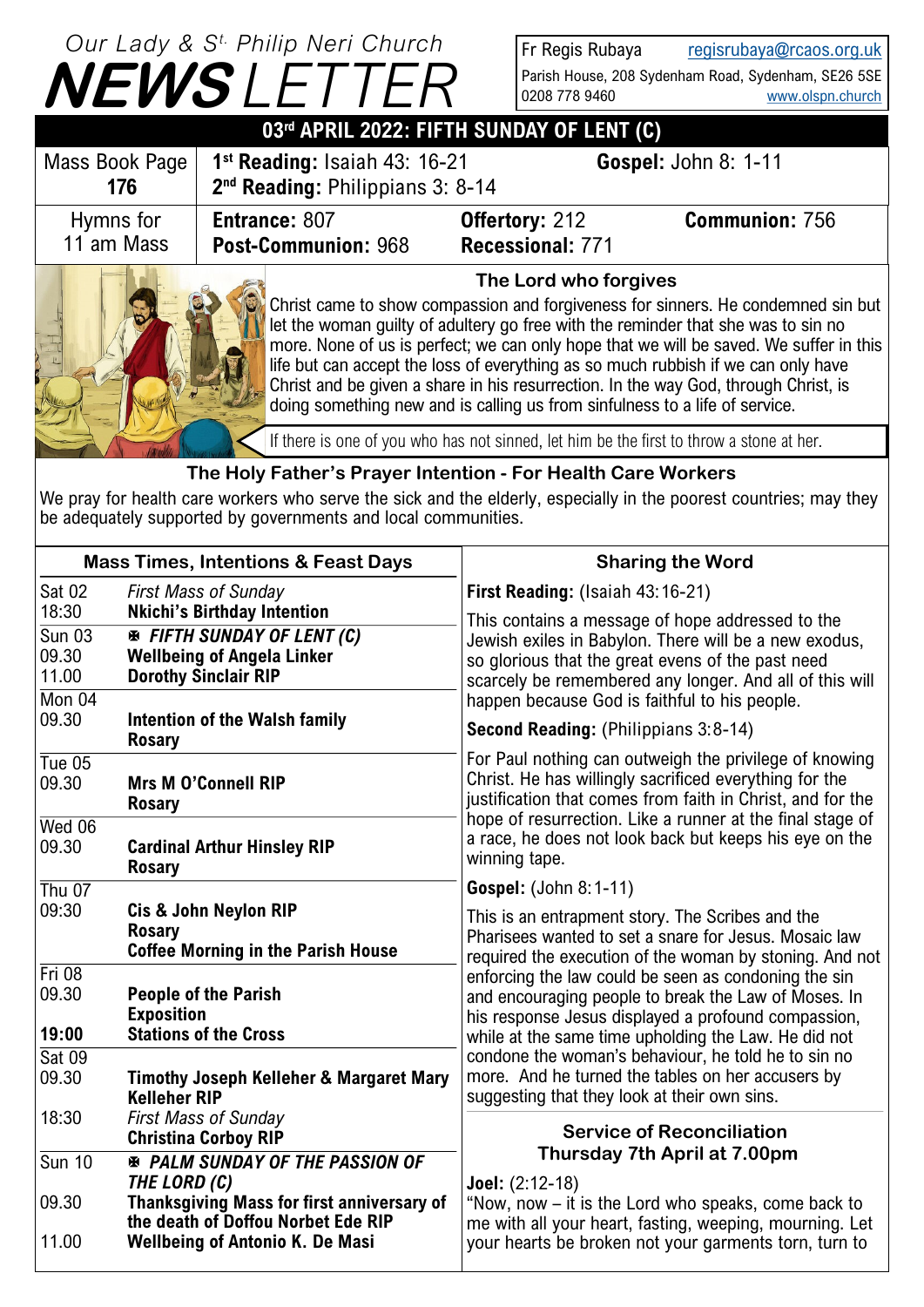# Our Lady & St. Philip Neri Church NEWSLETTER

Fr Regis Rubaya regisrubaya@rcaos.org.uk
Parish House, 208 Sydenham Road, Sydenham, SE26 5SE
0208 778 9460 www.olspn.church

## 03rd APRIL 2022: FIFTH SUNDAY OF LENT (C)

| Mass Book Page 176 | **1st Reading:** Isaiah 43: 16-21 **2nd Reading:** Philippians 3: 8-14 | **Gospel:** John 8: 1-11 | |
|---|---|---|---|
| Hymns for 11 am Mass | **Entrance:** 807 **Post-Communion:** 968 | **Offertory:** 212 **Recessional:** 771 | **Communion:** 756 |

### The Lord who forgives

Christ came to show compassion and forgiveness for sinners. He condemned sin but let the woman guilty of adultery go free with the reminder that she was to sin no more. None of us is perfect; we can only hope that we will be saved. We suffer in this life but can accept the loss of everything as so much rubbish if we can only have Christ and be given a share in his resurrection. In the way God, through Christ, is doing something new and is calling us from sinfulness to a life of service.

If there is one of you who has not sinned, let him be the first to throw a stone at her.

### The Holy Father's Prayer Intention - For Health Care Workers

We pray for health care workers who serve the sick and the elderly, especially in the poorest countries; may they be adequately supported by governments and local communities.

### Mass Times, Intentions & Feast Days

| | |
|---|---|
| Sat 02 18:30 | *First Mass of Sunday* **Nkichi's Birthday Intention** |
| Sun 03 | ✠ ***FIFTH SUNDAY OF LENT (C)*** |
| 09.30 | **Wellbeing of Angela Linker** |
| 11.00 | **Dorothy Sinclair RIP** |
| Mon 04 09.30 | **Intention of the Walsh family** **Rosary** |
| Tue 05 09.30 | **Mrs M O'Connell RIP** **Rosary** |
| Wed 06 09.30 | **Cardinal Arthur Hinsley RIP** **Rosary** |
| Thu 07 09:30 | **Cis & John Neylon RIP** **Rosary** **Coffee Morning in the Parish House** |
| Fri 08 09.30 | **People of the Parish** **Exposition** |
| **19:00** | **Stations of the Cross** |
| Sat 09 09.30 | **Timothy Joseph Kelleher & Margaret Mary Kelleher RIP** |
| 18:30 | *First Mass of Sunday* **Christina Corboy RIP** |
| Sun 10 | ✠ ***PALM SUNDAY OF THE PASSION OF THE LORD (C)*** |
| 09.30 | **Thanksgiving Mass for first anniversary of the death of Doffou Norbet Ede RIP** |
| 11.00 | **Wellbeing of Antonio K. De Masi** |

### Sharing the Word

**First Reading:** (Isaiah 43:16-21)

This contains a message of hope addressed to the Jewish exiles in Babylon. There will be a new exodus, so glorious that the great evens of the past need scarcely be remembered any longer. And all of this will happen because God is faithful to his people.

**Second Reading:** (Philippians 3:8-14)

For Paul nothing can outweigh the privilege of knowing Christ. He has willingly sacrificed everything for the justification that comes from faith in Christ, and for the hope of resurrection. Like a runner at the final stage of a race, he does not look back but keeps his eye on the winning tape.

**Gospel:** (John 8:1-11)

This is an entrapment story. The Scribes and the Pharisees wanted to set a snare for Jesus. Mosaic law required the execution of the woman by stoning. And not enforcing the law could be seen as condoning the sin and encouraging people to break the Law of Moses. In his response Jesus displayed a profound compassion, while at the same time upholding the Law. He did not condone the woman's behaviour, he told he to sin no more. And he turned the tables on her accusers by suggesting that they look at their own sins.

### Service of Reconciliation Thursday 7th April at 7.00pm

**Joel:** (2:12-18)
"Now, now – it is the Lord who speaks, come back to me with all your heart, fasting, weeping, mourning. Let your hearts be broken not your garments torn, turn to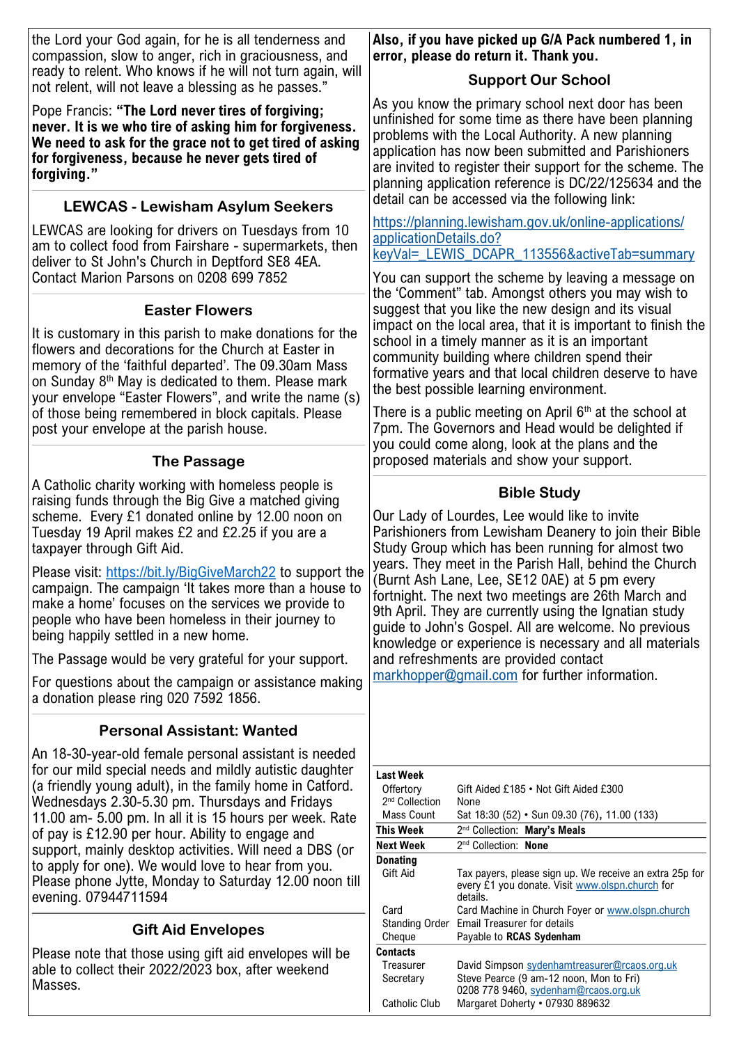the Lord your God again, for he is all tenderness and compassion, slow to anger, rich in graciousness, and ready to relent. Who knows if he will not turn again, will not relent, will not leave a blessing as he passes."

Pope Francis: **"The Lord never tires of forgiving; never. It is we who tire of asking him for forgiveness. We need to ask for the grace not to get tired of asking for forgiveness, because he never gets tired of forgiving."**

### LEWCAS - Lewisham Asylum Seekers

LEWCAS are looking for drivers on Tuesdays from 10 am to collect food from Fairshare - supermarkets, then deliver to St John's Church in Deptford SE8 4EA. Contact Marion Parsons on 0208 699 7852

### Easter Flowers

It is customary in this parish to make donations for the flowers and decorations for the Church at Easter in memory of the 'faithful departed'. The 09.30am Mass on Sunday 8th May is dedicated to them. Please mark your envelope "Easter Flowers", and write the name (s) of those being remembered in block capitals. Please post your envelope at the parish house.

### The Passage

A Catholic charity working with homeless people is raising funds through the Big Give a matched giving scheme. Every £1 donated online by 12.00 noon on Tuesday 19 April makes £2 and £2.25 if you are a taxpayer through Gift Aid.

Please visit: https://bit.ly/BigGiveMarch22 to support the campaign. The campaign 'It takes more than a house to make a home' focuses on the services we provide to people who have been homeless in their journey to being happily settled in a new home.

The Passage would be very grateful for your support.

For questions about the campaign or assistance making a donation please ring 020 7592 1856.

### Personal Assistant: Wanted

An 18-30-year-old female personal assistant is needed for our mild special needs and mildly autistic daughter (a friendly young adult), in the family home in Catford. Wednesdays 2.30-5.30 pm. Thursdays and Fridays 11.00 am- 5.00 pm. In all it is 15 hours per week. Rate of pay is £12.90 per hour. Ability to engage and support, mainly desktop activities. Will need a DBS (or to apply for one). We would love to hear from you. Please phone Jytte, Monday to Saturday 12.00 noon till evening. 07944711594

### Gift Aid Envelopes

Please note that those using gift aid envelopes will be able to collect their 2022/2023 box, after weekend Masses.

**Also, if you have picked up G/A Pack numbered 1, in error, please do return it. Thank you.**

### Support Our School

As you know the primary school next door has been unfinished for some time as there have been planning problems with the Local Authority. A new planning application has now been submitted and Parishioners are invited to register their support for the scheme. The planning application reference is DC/22/125634 and the detail can be accessed via the following link:

https://planning.lewisham.gov.uk/online-applications/applicationDetails.do?keyVal=_LEWIS_DCAPR_113556&activeTab=summary

You can support the scheme by leaving a message on the 'Comment" tab. Amongst others you may wish to suggest that you like the new design and its visual impact on the local area, that it is important to finish the school in a timely manner as it is an important community building where children spend their formative years and that local children deserve to have the best possible learning environment.

There is a public meeting on April 6th at the school at 7pm. The Governors and Head would be delighted if you could come along, look at the plans and the proposed materials and show your support.

### Bible Study

Our Lady of Lourdes, Lee would like to invite Parishioners from Lewisham Deanery to join their Bible Study Group which has been running for almost two years. They meet in the Parish Hall, behind the Church (Burnt Ash Lane, Lee, SE12 0AE) at 5 pm every fortnight. The next two meetings are 26th March and 9th April. They are currently using the Ignatian study guide to John's Gospel. All are welcome. No previous knowledge or experience is necessary and all materials and refreshments are provided contact markhopper@gmail.com for further information.

| | |
|---|---|
| **Last Week** | |
| Offertory | Gift Aided £185 • Not Gift Aided £300 |
| 2nd Collection | None |
| Mass Count | Sat 18:30 (52) • Sun 09.30 (76), 11.00 (133) |
| **This Week** | 2nd Collection: **Mary's Meals** |
| **Next Week** | 2nd Collection: **None** |
| **Donating** | |
| Gift Aid | Tax payers, please sign up. We receive an extra 25p for every £1 you donate. Visit www.olspn.church for details. |
| Card | Card Machine in Church Foyer or www.olspn.church |
| Standing Order | Email Treasurer for details |
| Cheque | Payable to **RCAS Sydenham** |
| **Contacts** | |
| Treasurer | David Simpson sydenhamtreasurer@rcaos.org.uk |
| Secretary | Steve Pearce (9 am-12 noon, Mon to Fri) 0208 778 9460, sydenham@rcaos.org.uk |
| Catholic Club | Margaret Doherty • 07930 889632 |